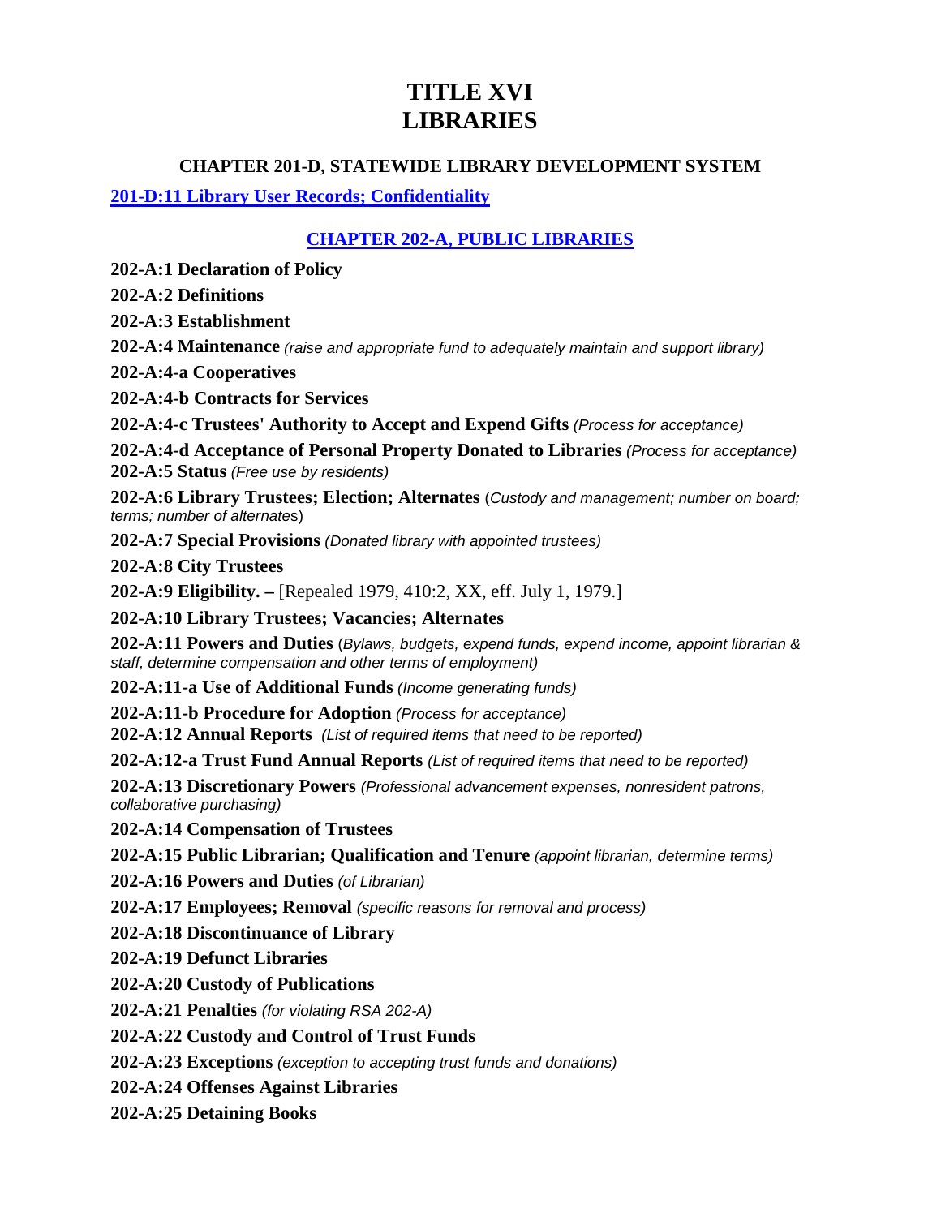# TITLE XVI
# LIBRARIES

### CHAPTER 201-D, STATEWIDE LIBRARY DEVELOPMENT SYSTEM

**201-D:11 Library User Records; Confidentiality**

### CHAPTER 202-A, PUBLIC LIBRARIES

**202-A:1 Declaration of Policy**

**202-A:2 Definitions**

**202-A:3 Establishment**

**202-A:4 Maintenance** *(raise and appropriate fund to adequately maintain and support library)*

**202-A:4-a Cooperatives**

**202-A:4-b Contracts for Services**

**202-A:4-c Trustees' Authority to Accept and Expend Gifts** *(Process for acceptance)*

**202-A:4-d Acceptance of Personal Property Donated to Libraries** *(Process for acceptance)*

**202-A:5 Status** *(Free use by residents)*

**202-A:6 Library Trustees; Election; Alternates** (*Custody and management; number on board; terms; number of alternates*)

**202-A:7 Special Provisions** *(Donated library with appointed trustees)*

**202-A:8 City Trustees**

**202-A:9 Eligibility. –** [Repealed 1979, 410:2, XX, eff. July 1, 1979.]

**202-A:10 Library Trustees; Vacancies; Alternates**

**202-A:11 Powers and Duties** (*Bylaws, budgets, expend funds, expend income, appoint librarian & staff, determine compensation and other terms of employment)*

**202-A:11-a Use of Additional Funds** *(Income generating funds)*

**202-A:11-b Procedure for Adoption** *(Process for acceptance)*

**202-A:12 Annual Reports** *(List of required items that need to be reported)*

**202-A:12-a Trust Fund Annual Reports** *(List of required items that need to be reported)*

**202-A:13 Discretionary Powers** *(Professional advancement expenses, nonresident patrons, collaborative purchasing)*

**202-A:14 Compensation of Trustees**

**202-A:15 Public Librarian; Qualification and Tenure** *(appoint librarian, determine terms)*

**202-A:16 Powers and Duties** *(of Librarian)*

**202-A:17 Employees; Removal** *(specific reasons for removal and process)*

**202-A:18 Discontinuance of Library**

**202-A:19 Defunct Libraries**

**202-A:20 Custody of Publications**

**202-A:21 Penalties** *(for violating RSA 202-A)*

**202-A:22 Custody and Control of Trust Funds**

**202-A:23 Exceptions** *(exception to accepting trust funds and donations)*

**202-A:24 Offenses Against Libraries**

**202-A:25 Detaining Books**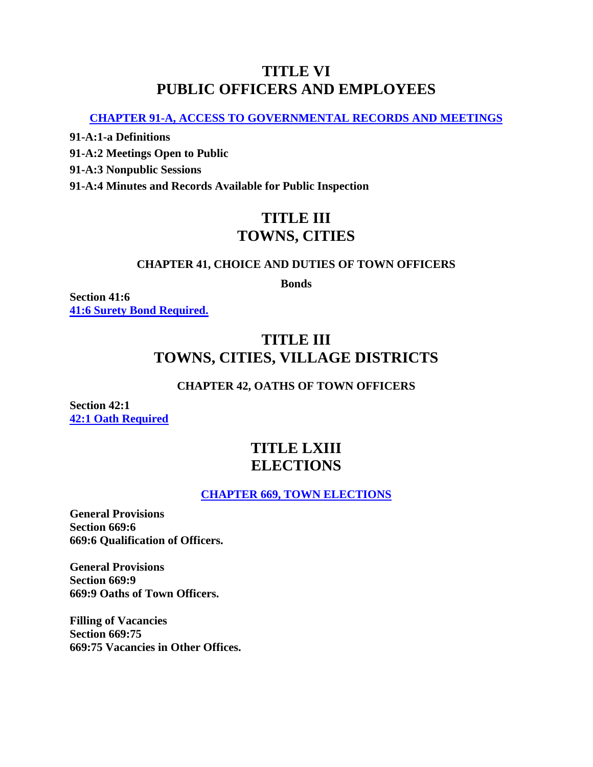# TITLE VI
# PUBLIC OFFICERS AND EMPLOYEES

**CHAPTER 91-A, ACCESS TO GOVERNMENTAL RECORDS AND MEETINGS**

**91-A:1-a Definitions**

**91-A:2 Meetings Open to Public**

**91-A:3 Nonpublic Sessions**

**91-A:4 Minutes and Records Available for Public Inspection**

# TITLE III
# TOWNS, CITIES

**CHAPTER 41, CHOICE AND DUTIES OF TOWN OFFICERS**

**Bonds**

**Section 41:6**
**41:6 Surety Bond Required.**

# TITLE III
# TOWNS, CITIES, VILLAGE DISTRICTS

**CHAPTER 42, OATHS OF TOWN OFFICERS**

**Section 42:1**
**42:1 Oath Required**

# TITLE LXIII
# ELECTIONS

**CHAPTER 669, TOWN ELECTIONS**

**General Provisions**
**Section 669:6**
**669:6 Qualification of Officers.**

**General Provisions**
**Section 669:9**
**669:9 Oaths of Town Officers.**

**Filling of Vacancies**
**Section 669:75**
**669:75 Vacancies in Other Offices.**